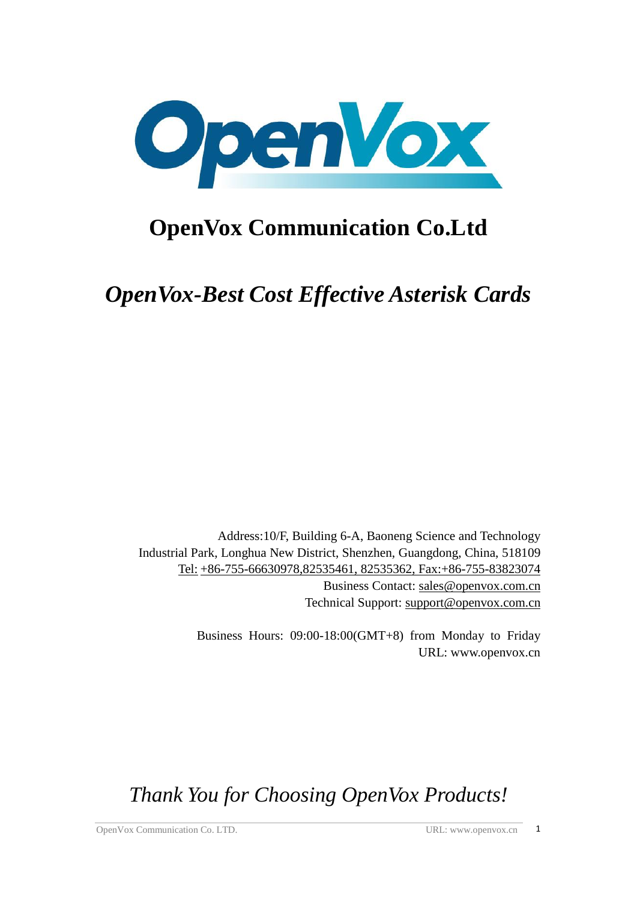# OpenVox Communication Co.Ltd

## *OpenVox-Best Cost Effective Asterisk Cards*

Address:10/F, Building 6-A, Baoneng Science and Technology Industrial Park, Longhua New District, Shenzhen, Guangdong, China, 518109
Tel: +86-755-66630978,82535461, 82535362, Fax:+86-755-83823074
Business Contact: sales@openvox.com.cn
Technical Support: support@openvox.com.cn

Business Hours: 09:00-18:00(GMT+8) from Monday to Friday
URL: www.openvox.cn

*Thank You for Choosing OpenVox Products!*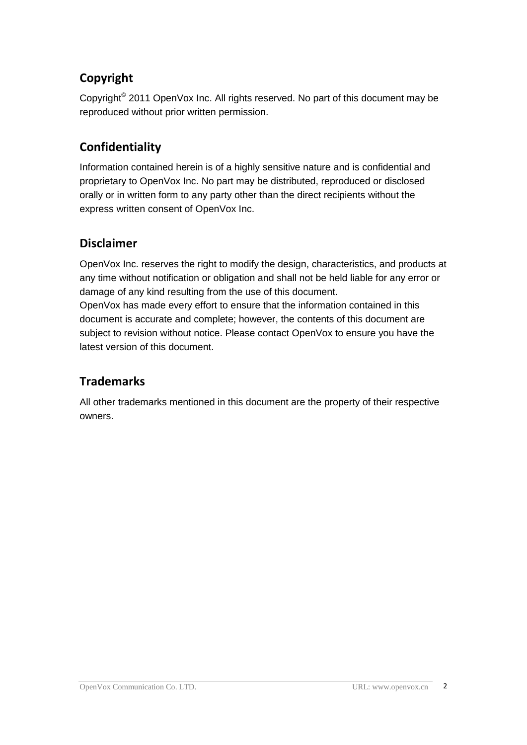## Copyright

Copyright© 2011 OpenVox Inc. All rights reserved. No part of this document may be reproduced without prior written permission.

## Confidentiality

Information contained herein is of a highly sensitive nature and is confidential and proprietary to OpenVox Inc. No part may be distributed, reproduced or disclosed orally or in written form to any party other than the direct recipients without the express written consent of OpenVox Inc.

## Disclaimer

OpenVox Inc. reserves the right to modify the design, characteristics, and products at any time without notification or obligation and shall not be held liable for any error or damage of any kind resulting from the use of this document.

OpenVox has made every effort to ensure that the information contained in this document is accurate and complete; however, the contents of this document are subject to revision without notice. Please contact OpenVox to ensure you have the latest version of this document.

## Trademarks

All other trademarks mentioned in this document are the property of their respective owners.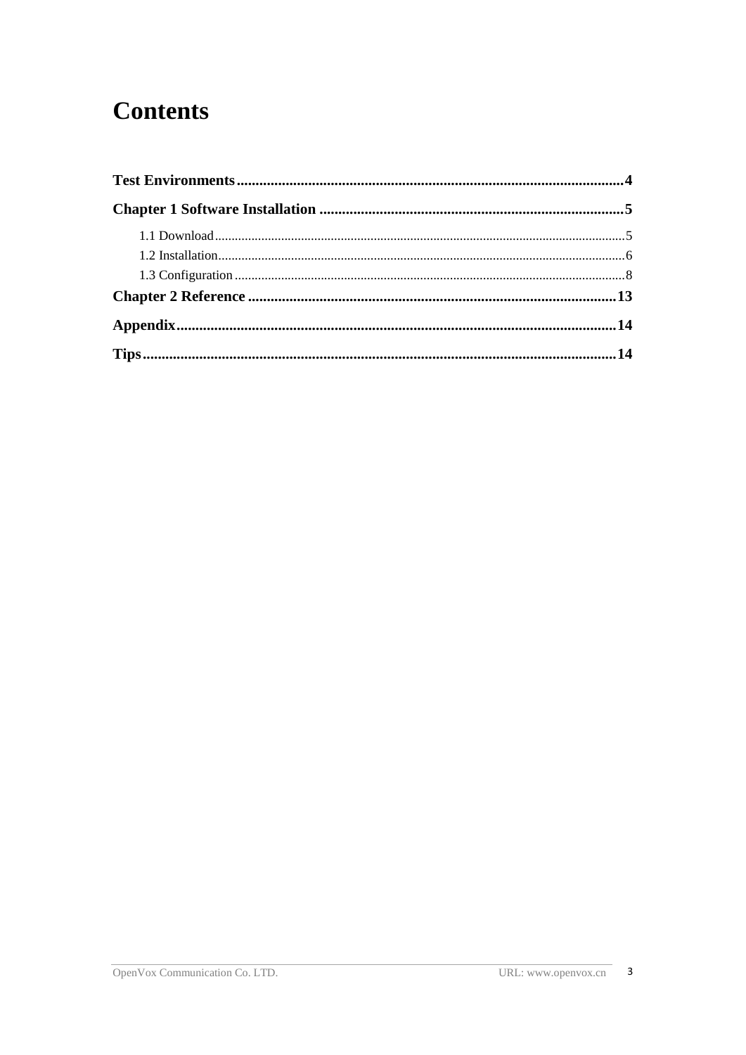# Contents

**Test Environments....................................................................................................4**

**Chapter 1 Software Installation ................................................................................5**

1.1 Download.........................................................................................................................5

1.2 Installation........................................................................................................................6

1.3 Configuration ...................................................................................................................8

**Chapter 2 Reference .................................................................................................13**

**Appendix....................................................................................................................14**

**Tips.............................................................................................................................14**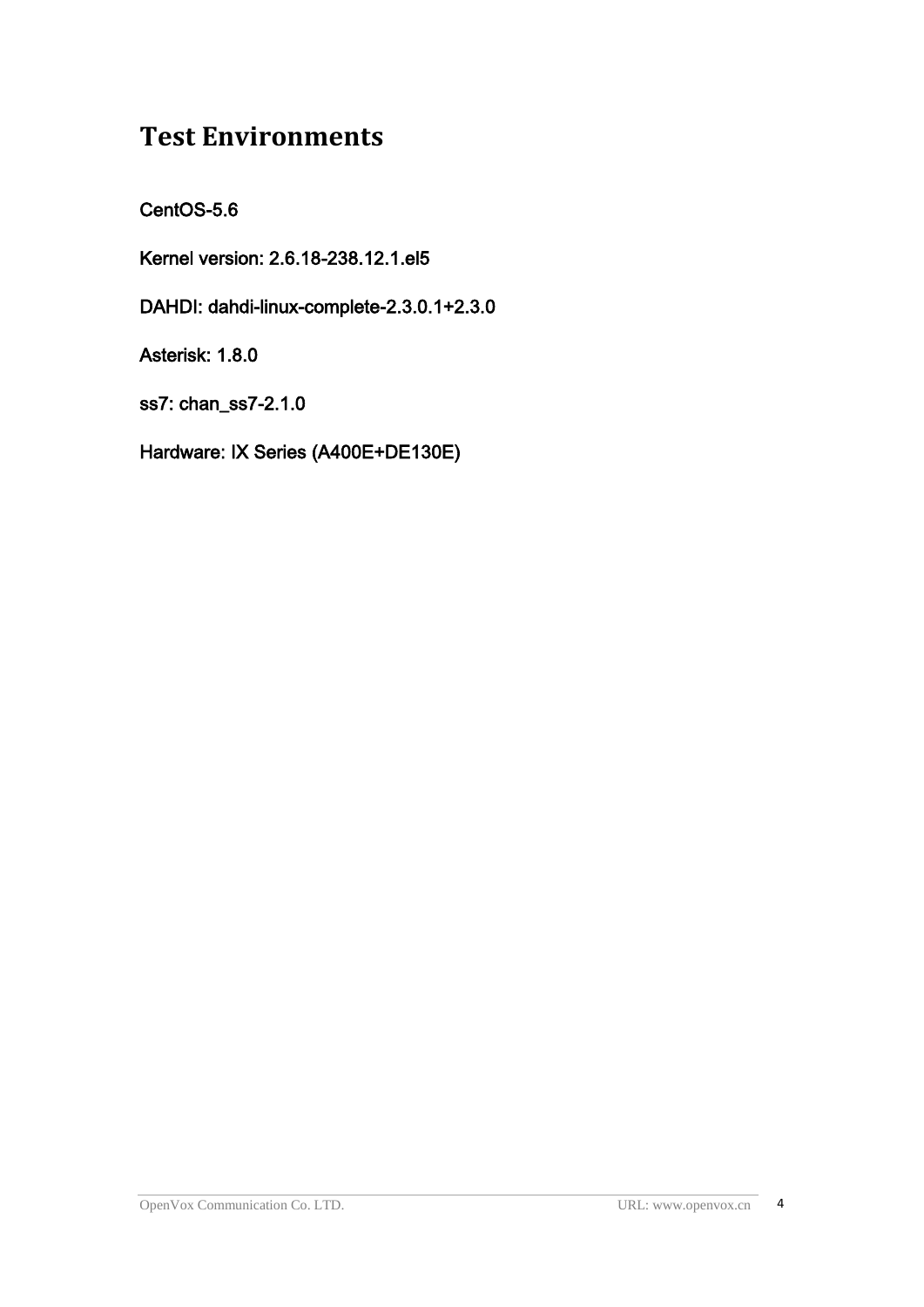# Test Environments

CentOS-5.6

Kernel version: 2.6.18-238.12.1.el5

DAHDI: dahdi-linux-complete-2.3.0.1+2.3.0

Asterisk: 1.8.0

ss7: chan_ss7-2.1.0

Hardware: IX Series (A400E+DE130E)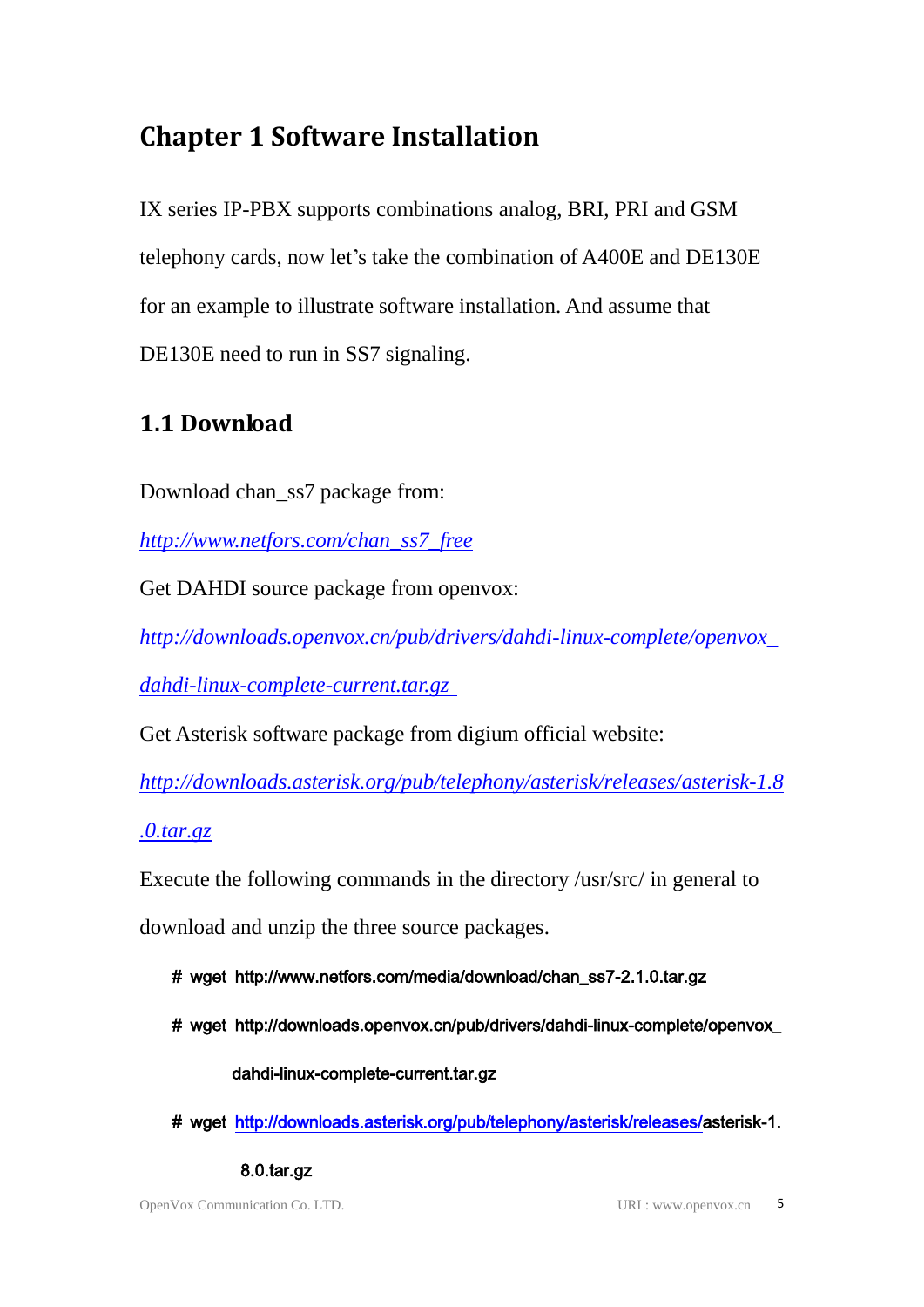# Chapter 1 Software Installation

IX series IP-PBX supports combinations analog, BRI, PRI and GSM telephony cards, now let's take the combination of A400E and DE130E for an example to illustrate software installation. And assume that DE130E need to run in SS7 signaling.

## 1.1 Download

Download chan_ss7 package from:

*http://www.netfors.com/chan_ss7_free*

Get DAHDI source package from openvox:

*http://downloads.openvox.cn/pub/drivers/dahdi-linux-complete/openvox_dahdi-linux-complete-current.tar.gz*

Get Asterisk software package from digium official website:

*http://downloads.asterisk.org/pub/telephony/asterisk/releases/asterisk-1.8.0.tar.gz*

Execute the following commands in the directory /usr/src/ in general to download and unzip the three source packages.

```
# wget http://www.netfors.com/media/download/chan_ss7-2.1.0.tar.gz
# wget http://downloads.openvox.cn/pub/drivers/dahdi-linux-complete/openvox_dahdi-linux-complete-current.tar.gz
# wget http://downloads.asterisk.org/pub/telephony/asterisk/releases/asterisk-1.8.0.tar.gz
```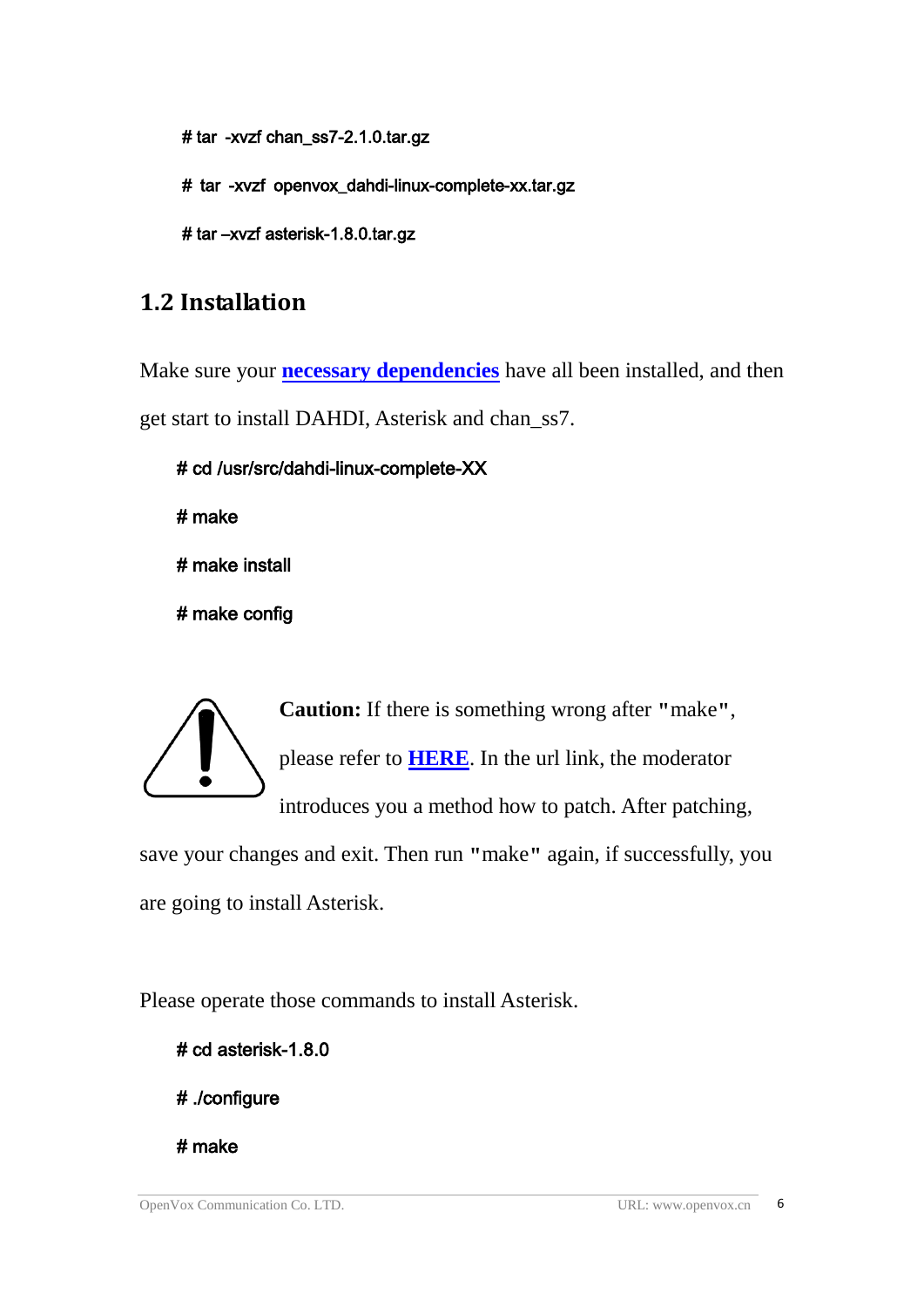```
# tar -xvzf chan_ss7-2.1.0.tar.gz

# tar -xvzf openvox_dahdi-linux-complete-xx.tar.gz

# tar –xvzf asterisk-1.8.0.tar.gz
```

## 1.2 Installation

Make sure your **necessary dependencies** have all been installed, and then get start to install DAHDI, Asterisk and chan_ss7.

```
# cd /usr/src/dahdi-linux-complete-XX

# make

# make install

# make config
```

**Caution:** If there is something wrong after "make", please refer to **HERE**. In the url link, the moderator introduces you a method how to patch. After patching, save your changes and exit. Then run "make" again, if successfully, you are going to install Asterisk.

Please operate those commands to install Asterisk.

```
# cd asterisk-1.8.0

# ./configure

# make
```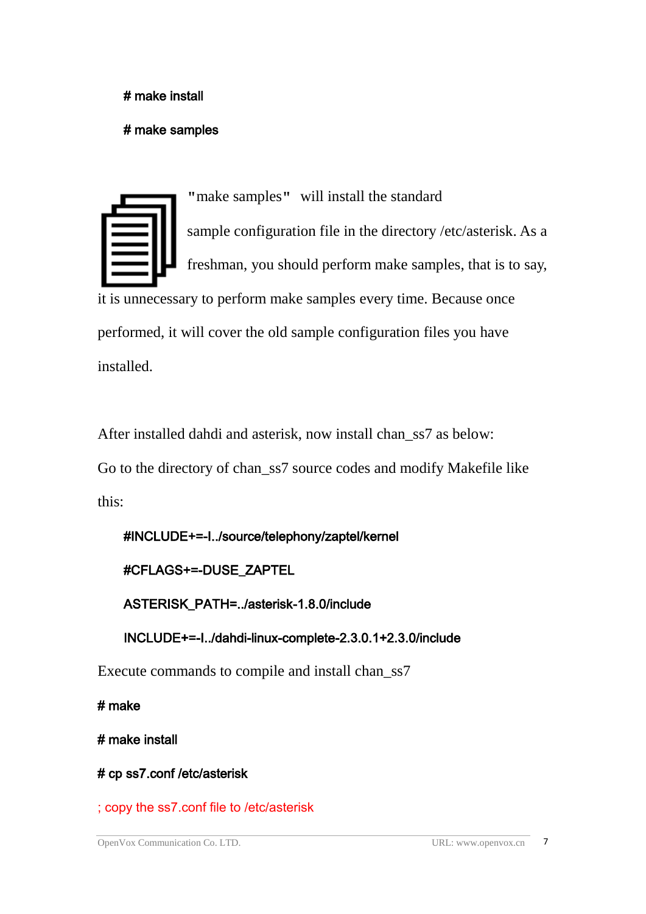```
# make install
# make samples
```

"make samples" will install the standard sample configuration file in the directory /etc/asterisk. As a freshman, you should perform make samples, that is to say, it is unnecessary to perform make samples every time. Because once performed, it will cover the old sample configuration files you have installed.

After installed dahdi and asterisk, now install chan_ss7 as below:

Go to the directory of chan_ss7 source codes and modify Makefile like this:

```
#INCLUDE+=-I../source/telephony/zaptel/kernel
#CFLAGS+=-DUSE_ZAPTEL
ASTERISK_PATH=../asterisk-1.8.0/include
INCLUDE+=-I../dahdi-linux-complete-2.3.0.1+2.3.0/include
```

Execute commands to compile and install chan_ss7

```
# make
# make install
# cp ss7.conf /etc/asterisk
; copy the ss7.conf file to /etc/asterisk
```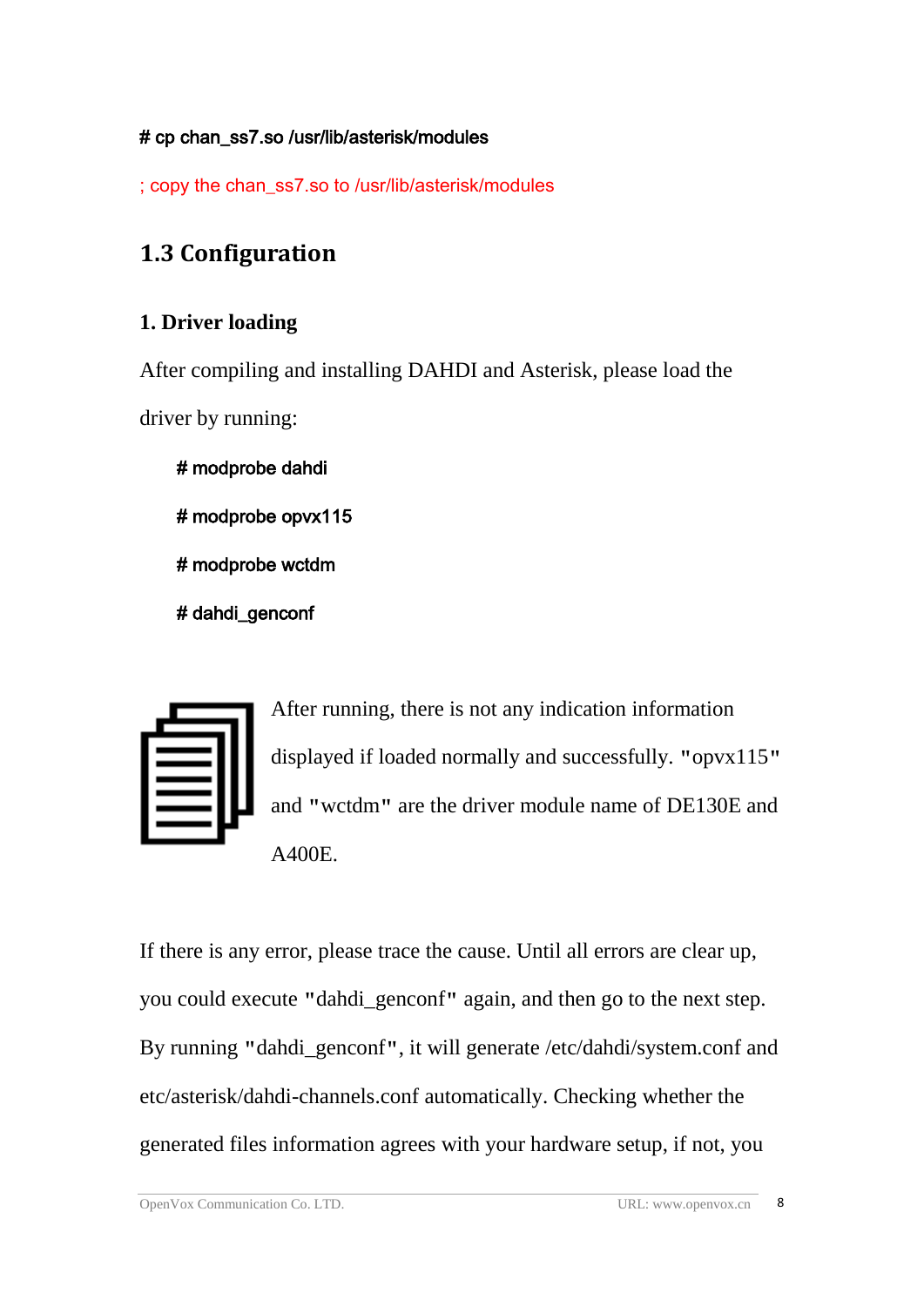```
# cp chan_ss7.so /usr/lib/asterisk/modules
```

; copy the chan_ss7.so to /usr/lib/asterisk/modules

## 1.3 Configuration

### 1. Driver loading

After compiling and installing DAHDI and Asterisk, please load the driver by running:

```
# modprobe dahdi
# modprobe opvx115
# modprobe wctdm
# dahdi_genconf
```

After running, there is not any indication information displayed if loaded normally and successfully. "opvx115" and "wctdm" are the driver module name of DE130E and A400E.

If there is any error, please trace the cause. Until all errors are clear up, you could execute "dahdi_genconf" again, and then go to the next step. By running "dahdi_genconf", it will generate /etc/dahdi/system.conf and etc/asterisk/dahdi-channels.conf automatically. Checking whether the generated files information agrees with your hardware setup, if not, you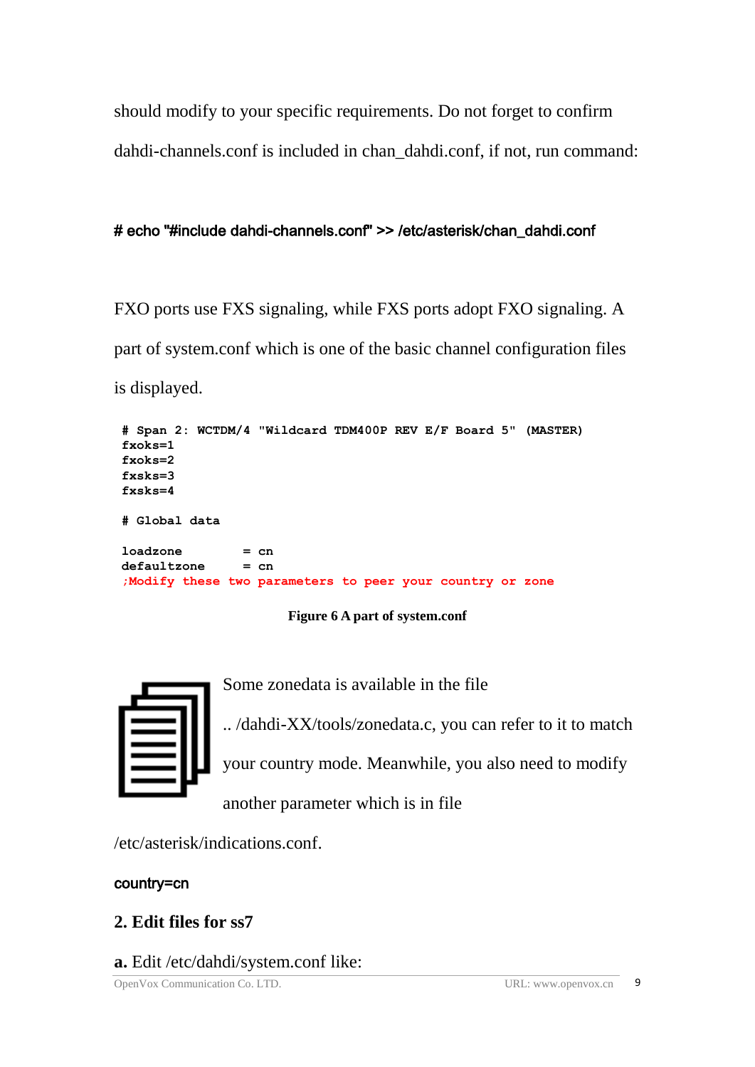should modify to your specific requirements. Do not forget to confirm dahdi-channels.conf is included in chan_dahdi.conf, if not, run command:

```
# echo "#include dahdi-channels.conf" >> /etc/asterisk/chan_dahdi.conf
```

FXO ports use FXS signaling, while FXS ports adopt FXO signaling. A part of system.conf which is one of the basic channel configuration files is displayed.

```
# Span 2: WCTDM/4 "Wildcard TDM400P REV E/F Board 5" (MASTER)
fxoks=1
fxoks=2
fxsks=3
fxsks=4

# Global data

loadzone        = cn
defaultzone     = cn
;Modify these two parameters to peer your country or zone
```

**Figure 6 A part of system.conf**

Some zonedata is available in the file .. /dahdi-XX/tools/zonedata.c, you can refer to it to match your country mode. Meanwhile, you also need to modify another parameter which is in file /etc/asterisk/indications.conf.

```
country=cn
```

## 2. Edit files for ss7

**a.** Edit /etc/dahdi/system.conf like: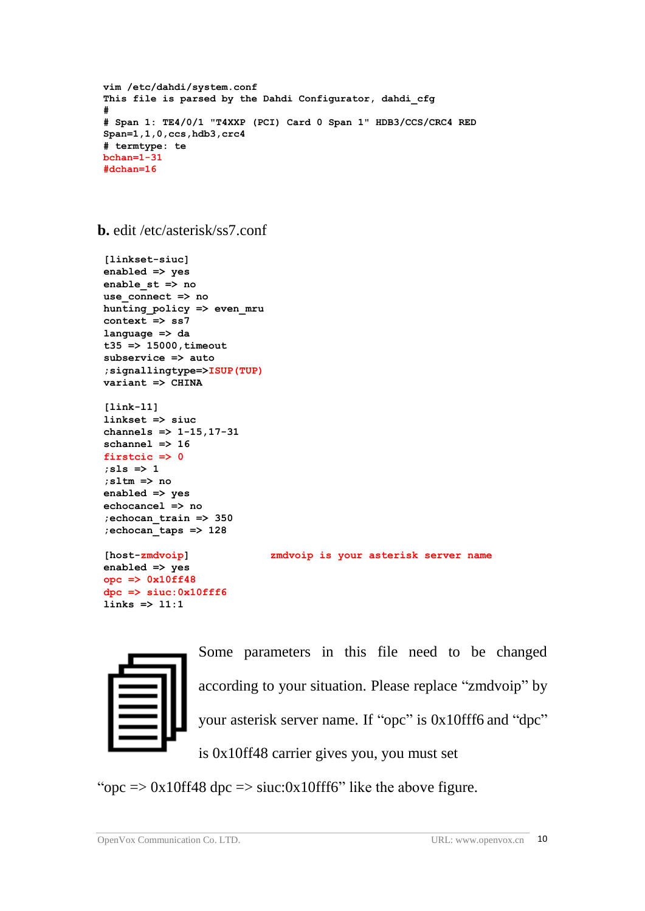```
vim /etc/dahdi/system.conf
This file is parsed by the Dahdi Configurator, dahdi_cfg
#
# Span 1: TE4/0/1 "T4XXP (PCI) Card 0 Span 1" HDB3/CCS/CRC4 RED
Span=1,1,0,ccs,hdb3,crc4
# termtype: te
bchan=1-31
#dchan=16
```

**b.** edit /etc/asterisk/ss7.conf

```
[linkset-siuc]
enabled => yes
enable_st => no
use_connect => no
hunting_policy => even_mru
context => ss7
language => da
t35 => 15000,timeout
subservice => auto
;signallingtype=>ISUP(TUP)
variant => CHINA

[link-l1]
linkset => siuc
channels => 1-15,17-31
schannel => 16
firstcic => 0
;sls => 1
;sltm => no
enabled => yes
echocancel => no
;echocan_train => 350
;echocan_taps => 128

[host-zmdvoip]                zmdvoip is your asterisk server name
enabled => yes
opc => 0x10ff48
dpc => siuc:0x10fff6
links => l1:1
```

Some parameters in this file need to be changed according to your situation. Please replace “zmdvoip” by your asterisk server name. If “opc” is 0x10fff6 and “dpc” is 0x10ff48 carrier gives you, you must set “opc => 0x10ff48 dpc => siuc:0x10fff6” like the above figure.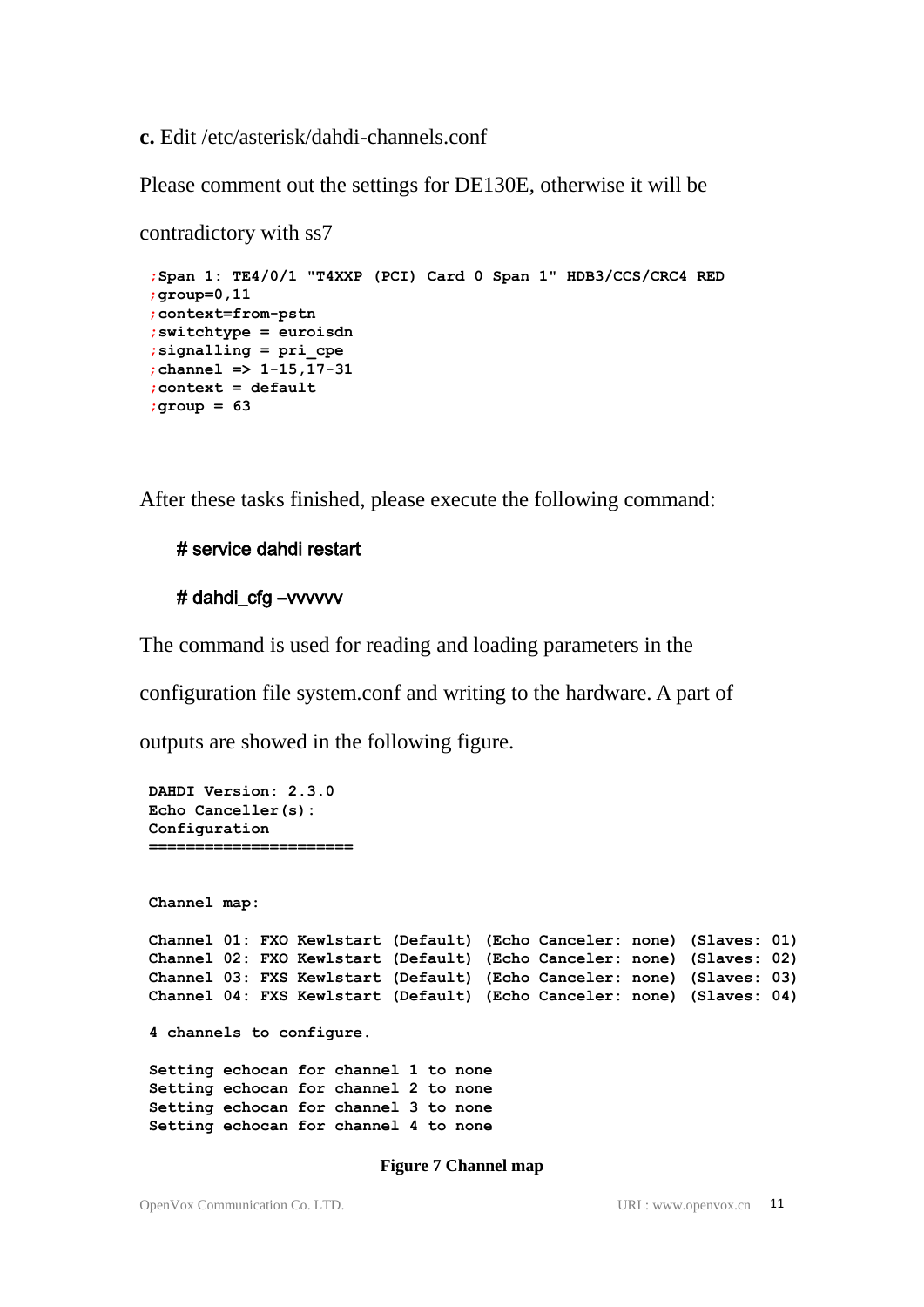**c.** Edit /etc/asterisk/dahdi-channels.conf

Please comment out the settings for DE130E, otherwise it will be contradictory with ss7

```
;Span 1: TE4/0/1 "T4XXP (PCI) Card 0 Span 1" HDB3/CCS/CRC4 RED
;group=0,11
;context=from-pstn
;switchtype = euroisdn
;signalling = pri_cpe
;channel => 1-15,17-31
;context = default
;group = 63
```

After these tasks finished, please execute the following command:

```
# service dahdi restart
# dahdi_cfg –vvvvvv
```

The command is used for reading and loading parameters in the configuration file system.conf and writing to the hardware. A part of outputs are showed in the following figure.

```
DAHDI Version: 2.3.0
Echo Canceller(s):
Configuration
======================


Channel map:

Channel 01: FXO Kewlstart (Default) (Echo Canceler: none) (Slaves: 01)
Channel 02: FXO Kewlstart (Default) (Echo Canceler: none) (Slaves: 02)
Channel 03: FXS Kewlstart (Default) (Echo Canceler: none) (Slaves: 03)
Channel 04: FXS Kewlstart (Default) (Echo Canceler: none) (Slaves: 04)

4 channels to configure.

Setting echocan for channel 1 to none
Setting echocan for channel 2 to none
Setting echocan for channel 3 to none
Setting echocan for channel 4 to none
```

**Figure 7 Channel map**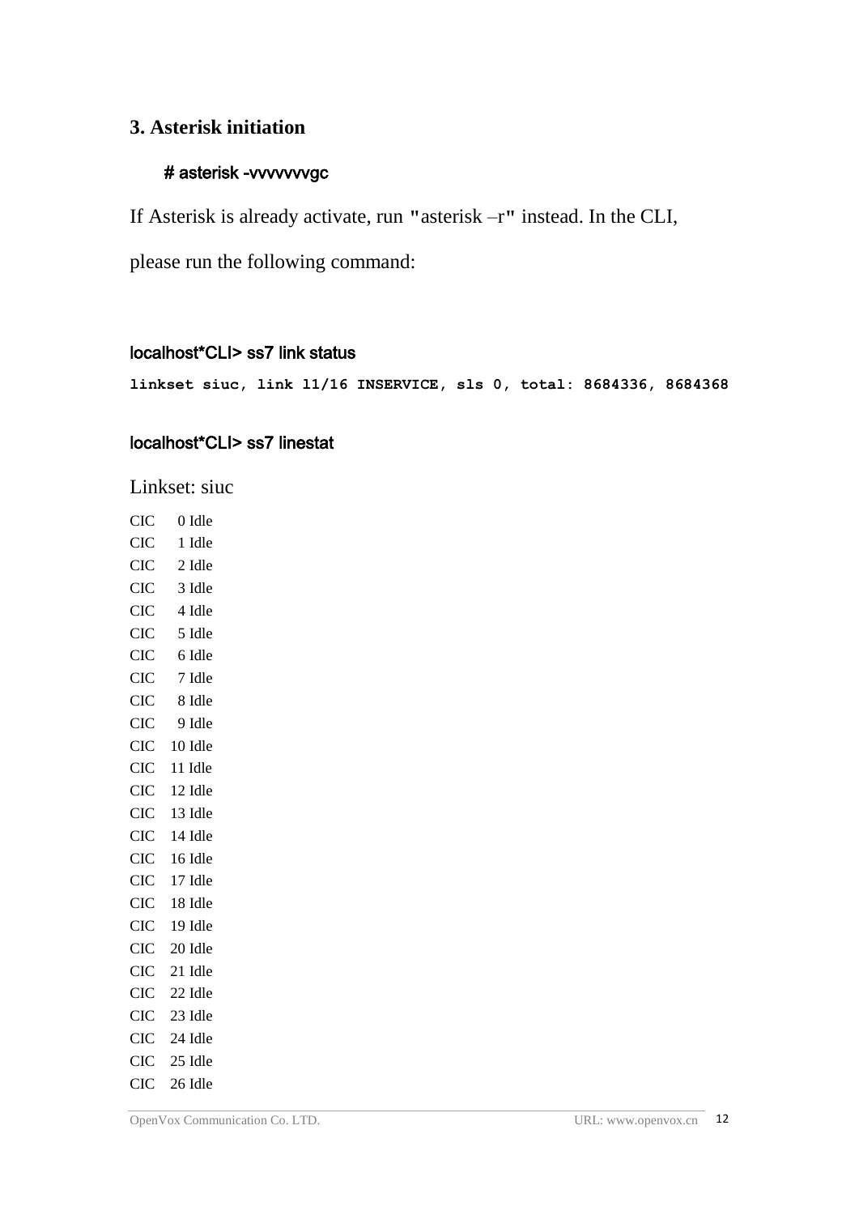## 3. Asterisk initiation

**# asterisk -vvvvvvvgc**

If Asterisk is already activate, run "asterisk –r" instead. In the CLI, please run the following command:

**localhost*CLI> ss7 link status**

```
linkset siuc, link l1/16 INSERVICE, sls 0, total: 8684336, 8684368
```

**localhost*CLI> ss7 linestat**

Linkset: siuc

```
CIC    0 Idle
CIC    1 Idle
CIC    2 Idle
CIC    3 Idle
CIC    4 Idle
CIC    5 Idle
CIC    6 Idle
CIC    7 Idle
CIC    8 Idle
CIC    9 Idle
CIC   10 Idle
CIC   11 Idle
CIC   12 Idle
CIC   13 Idle
CIC   14 Idle
CIC   16 Idle
CIC   17 Idle
CIC   18 Idle
CIC   19 Idle
CIC   20 Idle
CIC   21 Idle
CIC   22 Idle
CIC   23 Idle
CIC   24 Idle
CIC   25 Idle
CIC   26 Idle
```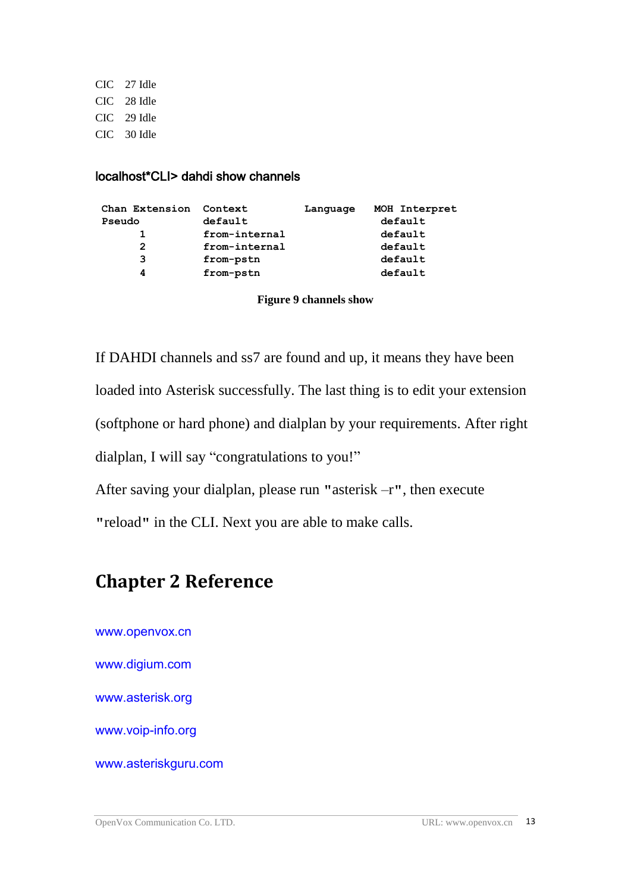CIC 27 Idle
CIC 28 Idle
CIC 29 Idle
CIC 30 Idle

localhost*CLI> dahdi show channels

```
Chan Extension  Context         Language   MOH Interpret
Pseudo          default                     default
      1         from-internal               default
      2         from-internal               default
      3         from-pstn                   default
      4         from-pstn                   default
```

**Figure 9 channels show**

If DAHDI channels and ss7 are found and up, it means they have been loaded into Asterisk successfully. The last thing is to edit your extension (softphone or hard phone) and dialplan by your requirements. After right dialplan, I will say "congratulations to you!"

After saving your dialplan, please run "asterisk –r", then execute "reload" in the CLI. Next you are able to make calls.

# Chapter 2 Reference

www.openvox.cn

www.digium.com

www.asterisk.org

www.voip-info.org

www.asteriskguru.com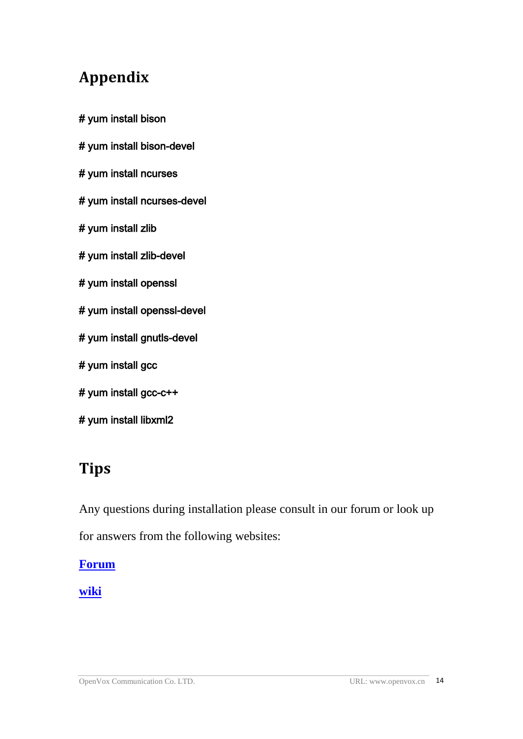## Appendix

```
# yum install bison

# yum install bison-devel

# yum install ncurses

# yum install ncurses-devel

# yum install zlib

# yum install zlib-devel

# yum install openssl

# yum install openssl-devel

# yum install gnutls-devel

# yum install gcc

# yum install gcc-c++

# yum install libxml2
```

## Tips

Any questions during installation please consult in our forum or look up for answers from the following websites:

**Forum**

**wiki**